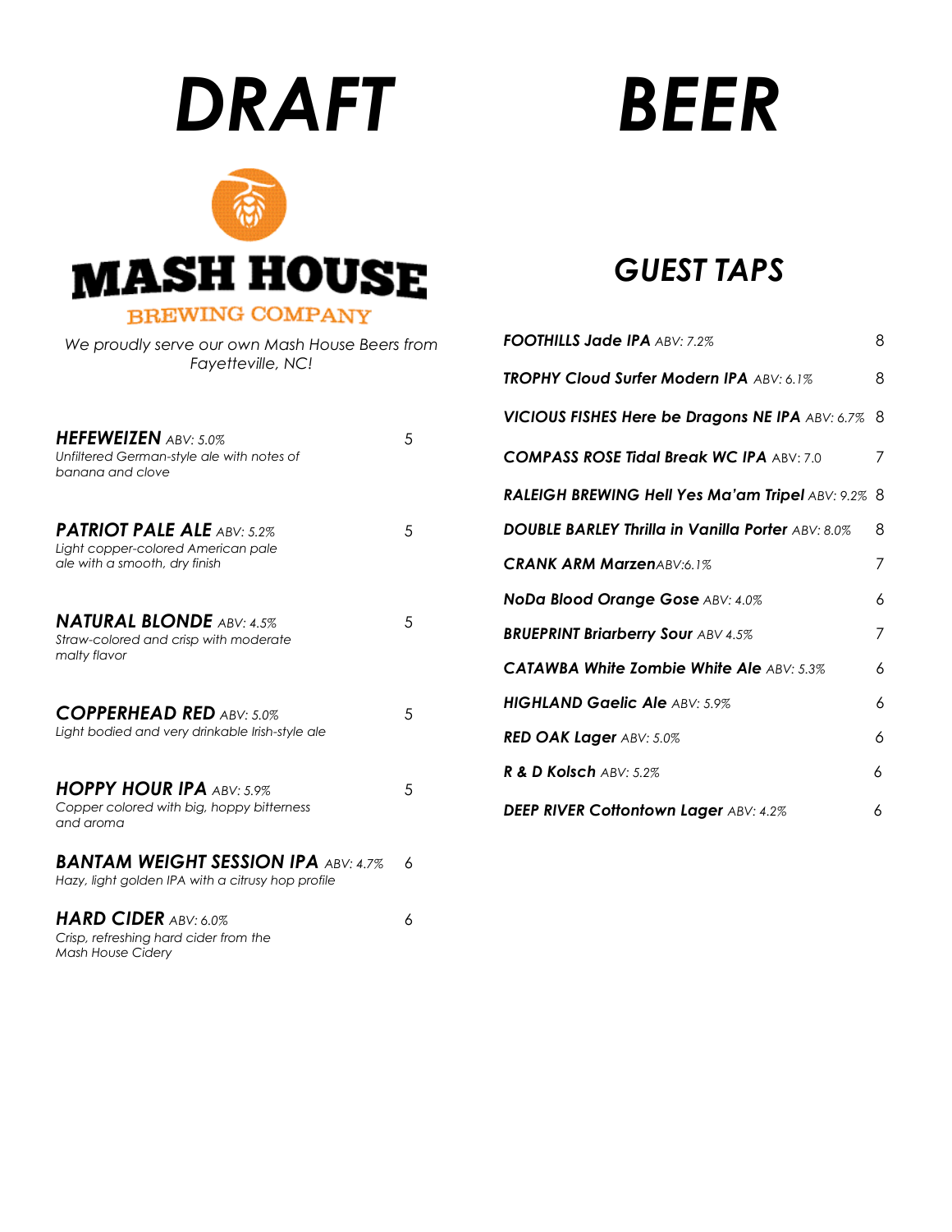# DRAFT BEER

## MASH HOUSE BREWING COMPANY

*We proudly serve our own Mash House Beers from Fayetteville, NC!*

***HEFEWEIZEN*** *ABV: 5.0%* — 5
*Unfiltered German-style ale with notes of banana and clove*

***PATRIOT PALE ALE*** *ABV: 5.2%* — 5
*Light copper-colored American pale ale with a smooth, dry finish*

***NATURAL BLONDE*** *ABV: 4.5%* — 5
*Straw-colored and crisp with moderate malty flavor*

***COPPERHEAD RED*** *ABV: 5.0%* — 5
*Light bodied and very drinkable Irish-style ale*

***HOPPY HOUR IPA*** *ABV: 5.9%* — 5
*Copper colored with big, hoppy bitterness and aroma*

***BANTAM WEIGHT SESSION IPA*** *ABV: 4.7%* — 6
*Hazy, light golden IPA with a citrusy hop profile*

***HARD CIDER*** *ABV: 6.0%* — 6
*Crisp, refreshing hard cider from the Mash House Cidery*

## *GUEST TAPS*

| Beer | Price |
| --- | --- |
| ***FOOTHILLS Jade IPA*** *ABV: 7.2%* | 8 |
| ***TROPHY Cloud Surfer Modern IPA*** *ABV: 6.1%* | 8 |
| ***VICIOUS FISHES Here be Dragons NE IPA*** *ABV: 6.7%* | 8 |
| ***COMPASS ROSE Tidal Break WC IPA*** *ABV: 7.0* | 7 |
| ***RALEIGH BREWING Hell Yes Ma'am Tripel*** *ABV: 9.2%* | 8 |
| ***DOUBLE BARLEY Thrilla in Vanilla Porter*** *ABV: 8.0%* | 8 |
| ***CRANK ARM Marzen****ABV:6.1%* | 7 |
| ***NoDa Blood Orange Gose*** *ABV: 4.0%* | 6 |
| ***BRUEPRINT Briarberry Sour*** *ABV 4.5%* | 7 |
| ***CATAWBA White Zombie White Ale*** *ABV: 5.3%* | 6 |
| ***HIGHLAND Gaelic Ale*** *ABV: 5.9%* | 6 |
| ***RED OAK Lager*** *ABV: 5.0%* | 6 |
| ***R & D Kolsch*** *ABV: 5.2%* | 6 |
| ***DEEP RIVER Cottontown Lager*** *ABV: 4.2%* | 6 |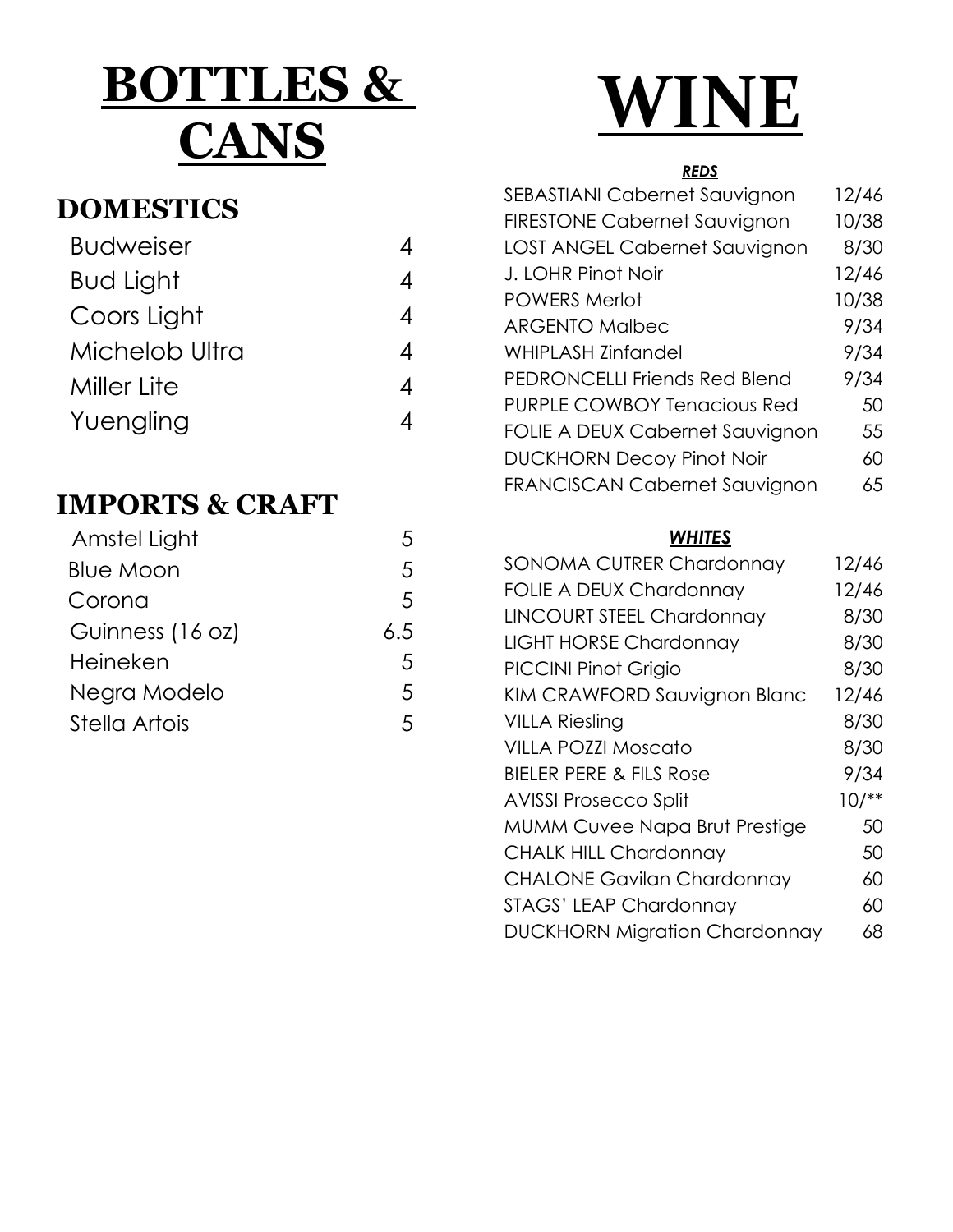# BOTTLES & CANS

## DOMESTICS

| | |
|---|---|
| Budweiser | 4 |
| Bud Light | 4 |
| Coors Light | 4 |
| Michelob Ultra | 4 |
| Miller Lite | 4 |
| Yuengling | 4 |

## IMPORTS & CRAFT

| | |
|---|---|
| Amstel Light | 5 |
| Blue Moon | 5 |
| Corona | 5 |
| Guinness (16 oz) | 6.5 |
| Heineken | 5 |
| Negra Modelo | 5 |
| Stella Artois | 5 |

# WINE

### *REDS*

| | |
|---|---|
| SEBASTIANI Cabernet Sauvignon | 12/46 |
| FIRESTONE Cabernet Sauvignon | 10/38 |
| LOST ANGEL Cabernet Sauvignon | 8/30 |
| J. LOHR Pinot Noir | 12/46 |
| POWERS Merlot | 10/38 |
| ARGENTO Malbec | 9/34 |
| WHIPLASH Zinfandel | 9/34 |
| PEDRONCELLI Friends Red Blend | 9/34 |
| PURPLE COWBOY Tenacious Red | 50 |
| FOLIE A DEUX Cabernet Sauvignon | 55 |
| DUCKHORN Decoy Pinot Noir | 60 |
| FRANCISCAN Cabernet Sauvignon | 65 |

### *WHITES*

| | |
|---|---|
| SONOMA CUTRER Chardonnay | 12/46 |
| FOLIE A DEUX Chardonnay | 12/46 |
| LINCOURT STEEL Chardonnay | 8/30 |
| LIGHT HORSE Chardonnay | 8/30 |
| PICCINI Pinot Grigio | 8/30 |
| KIM CRAWFORD Sauvignon Blanc | 12/46 |
| VILLA Riesling | 8/30 |
| VILLA POZZI Moscato | 8/30 |
| BIELER PERE & FILS Rose | 9/34 |
| AVISSI Prosecco Split | 10/** |
| MUMM Cuvee Napa Brut Prestige | 50 |
| CHALK HILL Chardonnay | 50 |
| CHALONE Gavilan Chardonnay | 60 |
| STAGS' LEAP Chardonnay | 60 |
| DUCKHORN Migration Chardonnay | 68 |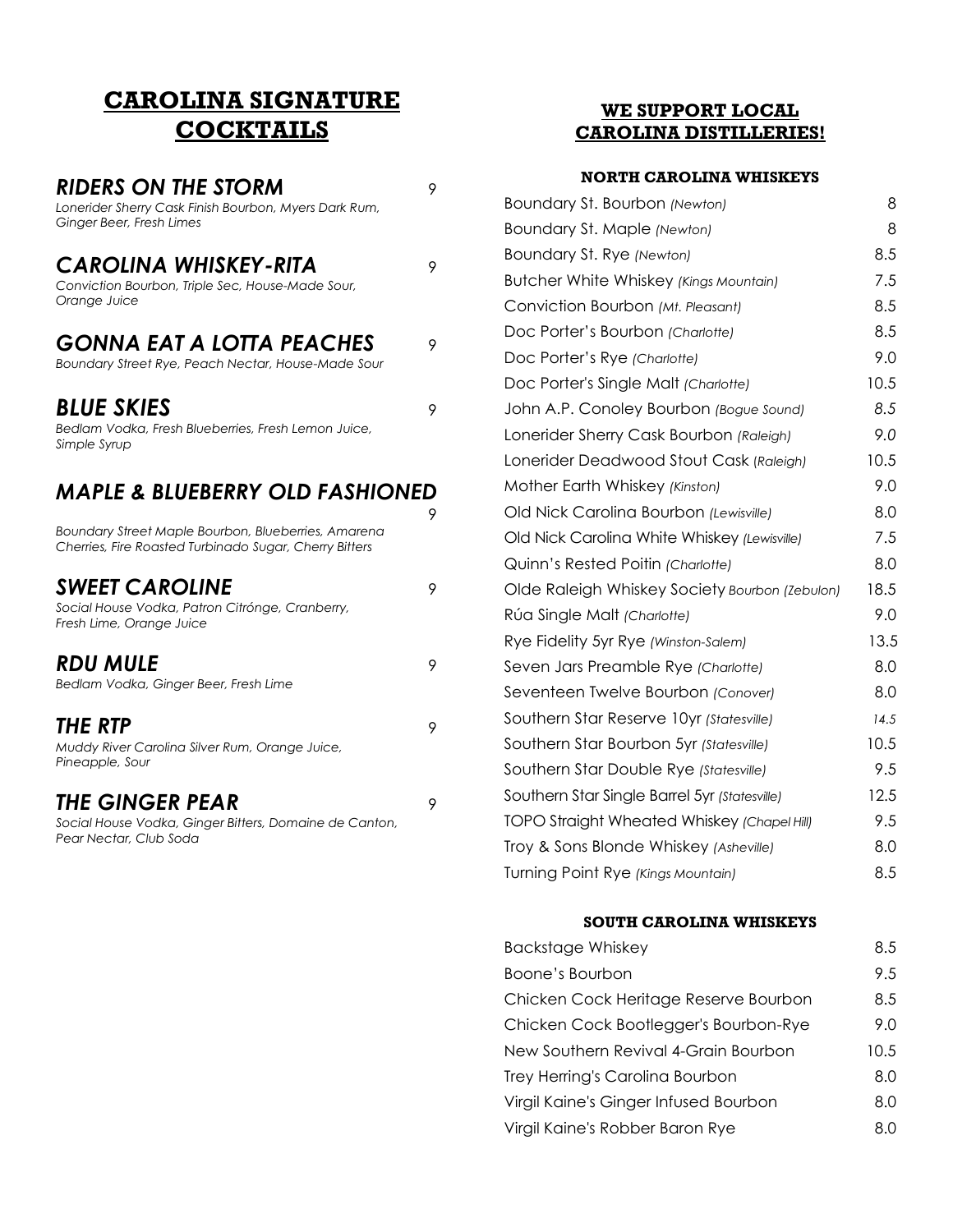# CAROLINA SIGNATURE COCKTAILS

### *RIDERS ON THE STORM* 9

*Lonerider Sherry Cask Finish Bourbon, Myers Dark Rum, Ginger Beer, Fresh Limes*

### *CAROLINA WHISKEY-RITA* 9

*Conviction Bourbon, Triple Sec, House-Made Sour, Orange Juice*

### *GONNA EAT A LOTTA PEACHES* 9

*Boundary Street Rye, Peach Nectar, House-Made Sour*

### *BLUE SKIES* 9

*Bedlam Vodka, Fresh Blueberries, Fresh Lemon Juice, Simple Syrup*

### *MAPLE & BLUEBERRY OLD FASHIONED* 9

*Boundary Street Maple Bourbon, Blueberries, Amarena Cherries, Fire Roasted Turbinado Sugar, Cherry Bitters*

### *SWEET CAROLINE* 9

*Social House Vodka, Patron Citrónge, Cranberry, Fresh Lime, Orange Juice*

### *RDU MULE* 9

*Bedlam Vodka, Ginger Beer, Fresh Lime*

### *THE RTP* 9

*Muddy River Carolina Silver Rum, Orange Juice, Pineapple, Sour*

### *THE GINGER PEAR* 9

*Social House Vodka, Ginger Bitters, Domaine de Canton, Pear Nectar, Club Soda*

## WE SUPPORT LOCAL CAROLINA DISTILLERIES!

### NORTH CAROLINA WHISKEYS

| Whiskey | Price |
|---|---|
| Boundary St. Bourbon *(Newton)* | 8 |
| Boundary St. Maple *(Newton)* | 8 |
| Boundary St. Rye *(Newton)* | 8.5 |
| Butcher White Whiskey *(Kings Mountain)* | 7.5 |
| Conviction Bourbon *(Mt. Pleasant)* | 8.5 |
| Doc Porter's Bourbon *(Charlotte)* | 8.5 |
| Doc Porter's Rye *(Charlotte)* | 9.0 |
| Doc Porter's Single Malt *(Charlotte)* | 10.5 |
| John A.P. Conoley Bourbon *(Bogue Sound)* | *8.5* |
| Lonerider Sherry Cask Bourbon *(Raleigh)* | *9.0* |
| Lonerider Deadwood Stout Cask *(Raleigh)* | 10.5 |
| Mother Earth Whiskey *(Kinston)* | 9.0 |
| Old Nick Carolina Bourbon *(Lewisville)* | 8.0 |
| Old Nick Carolina White Whiskey *(Lewisville)* | 7.5 |
| Quinn's Rested Poitin *(Charlotte)* | 8.0 |
| Olde Raleigh Whiskey Society Bourbon *(Zebulon)* | 18.5 |
| Rúa Single Malt *(Charlotte)* | 9.0 |
| Rye Fidelity 5yr Rye *(Winston-Salem)* | 13.5 |
| Seven Jars Preamble Rye *(Charlotte)* | 8.0 |
| Seventeen Twelve Bourbon *(Conover)* | 8.0 |
| Southern Star Reserve 10yr *(Statesville)* | *14.5* |
| Southern Star Bourbon 5yr *(Statesville)* | 10.5 |
| Southern Star Double Rye *(Statesville)* | 9.5 |
| Southern Star Single Barrel 5yr *(Statesville)* | 12.5 |
| TOPO Straight Wheated Whiskey *(Chapel Hill)* | 9.5 |
| Troy & Sons Blonde Whiskey *(Asheville)* | 8.0 |
| Turning Point Rye *(Kings Mountain)* | 8.5 |

### SOUTH CAROLINA WHISKEYS

| Whiskey | Price |
|---|---|
| Backstage Whiskey | 8.5 |
| Boone's Bourbon | 9.5 |
| Chicken Cock Heritage Reserve Bourbon | 8.5 |
| Chicken Cock Bootlegger's Bourbon-Rye | 9.0 |
| New Southern Revival 4-Grain Bourbon | 10.5 |
| Trey Herring's Carolina Bourbon | 8.0 |
| Virgil Kaine's Ginger Infused Bourbon | 8.0 |
| Virgil Kaine's Robber Baron Rye | 8.0 |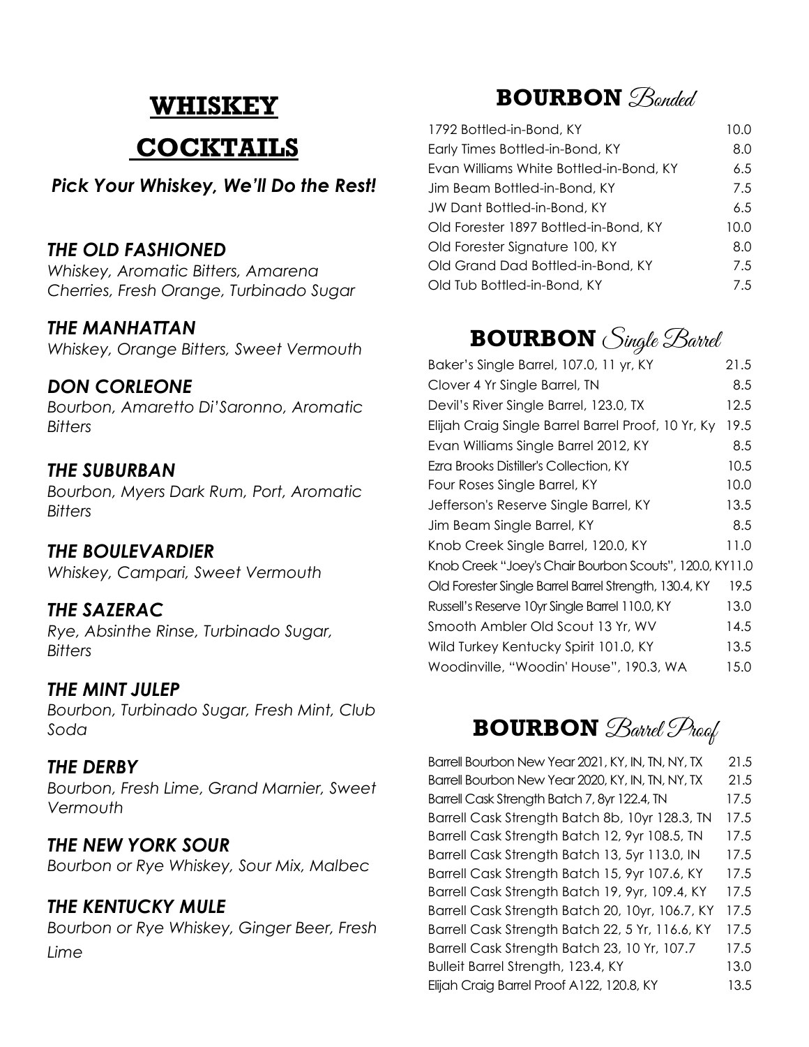# WHISKEY COCKTAILS

***Pick Your Whiskey, We'll Do the Rest!***

***THE OLD FASHIONED***
*Whiskey, Aromatic Bitters, Amarena Cherries, Fresh Orange, Turbinado Sugar*

***THE MANHATTAN***
*Whiskey, Orange Bitters, Sweet Vermouth*

***DON CORLEONE***
*Bourbon, Amaretto Di'Saronno, Aromatic Bitters*

***THE SUBURBAN***
*Bourbon, Myers Dark Rum, Port, Aromatic Bitters*

***THE BOULEVARDIER***
*Whiskey, Campari, Sweet Vermouth*

***THE SAZERAC***
*Rye, Absinthe Rinse, Turbinado Sugar, Bitters*

***THE MINT JULEP***
*Bourbon, Turbinado Sugar, Fresh Mint, Club Soda*

***THE DERBY***
*Bourbon, Fresh Lime, Grand Marnier, Sweet Vermouth*

***THE NEW YORK SOUR***
*Bourbon or Rye Whiskey, Sour Mix, Malbec*

***THE KENTUCKY MULE***
*Bourbon or Rye Whiskey, Ginger Beer, Fresh Lime*

## BOURBON *Bonded*

| | |
|---|---|
| 1792 Bottled-in-Bond, KY | 10.0 |
| Early Times Bottled-in-Bond, KY | 8.0 |
| Evan Williams White Bottled-in-Bond, KY | 6.5 |
| Jim Beam Bottled-in-Bond, KY | 7.5 |
| JW Dant Bottled-in-Bond, KY | 6.5 |
| Old Forester 1897 Bottled-in-Bond, KY | 10.0 |
| Old Forester Signature 100, KY | 8.0 |
| Old Grand Dad Bottled-in-Bond, KY | 7.5 |
| Old Tub Bottled-in-Bond, KY | 7.5 |

## BOURBON *Single Barrel*

| | |
|---|---|
| Baker's Single Barrel, 107.0, 11 yr, KY | 21.5 |
| Clover 4 Yr Single Barrel, TN | 8.5 |
| Devil's River Single Barrel, 123.0, TX | 12.5 |
| Elijah Craig Single Barrel Barrel Proof, 10 Yr, Ky | 19.5 |
| Evan Williams Single Barrel 2012, KY | 8.5 |
| Ezra Brooks Distiller's Collection, KY | 10.5 |
| Four Roses Single Barrel, KY | 10.0 |
| Jefferson's Reserve Single Barrel, KY | 13.5 |
| Jim Beam Single Barrel, KY | 8.5 |
| Knob Creek Single Barrel, 120.0, KY | 11.0 |
| Knob Creek "Joey's Chair Bourbon Scouts", 120.0, KY | 11.0 |
| Old Forester Single Barrel Barrel Strength, 130.4, KY | 19.5 |
| Russell's Reserve 10yr Single Barrel 110.0, KY | 13.0 |
| Smooth Ambler Old Scout 13 Yr, WV | 14.5 |
| Wild Turkey Kentucky Spirit 101.0, KY | 13.5 |
| Woodinville, "Woodin' House", 190.3, WA | 15.0 |

## BOURBON *Barrel Proof*

| | |
|---|---|
| Barrell Bourbon New Year 2021, KY, IN, TN, NY, TX | 21.5 |
| Barrell Bourbon New Year 2020, KY, IN, TN, NY, TX | 21.5 |
| Barrell Cask Strength Batch 7, 8yr 122.4, TN | 17.5 |
| Barrell Cask Strength Batch 8b, 10yr 128.3, TN | 17.5 |
| Barrell Cask Strength Batch 12, 9yr 108.5, TN | 17.5 |
| Barrell Cask Strength Batch 13, 5yr 113.0, IN | 17.5 |
| Barrell Cask Strength Batch 15, 9yr 107.6, KY | 17.5 |
| Barrell Cask Strength Batch 19, 9yr, 109.4, KY | 17.5 |
| Barrell Cask Strength Batch 20, 10yr, 106.7, KY | 17.5 |
| Barrell Cask Strength Batch 22, 5 Yr, 116.6, KY | 17.5 |
| Barrell Cask Strength Batch 23, 10 Yr, 107.7 | 17.5 |
| Bulleit Barrel Strength, 123.4, KY | 13.0 |
| Elijah Craig Barrel Proof A122, 120.8, KY | 13.5 |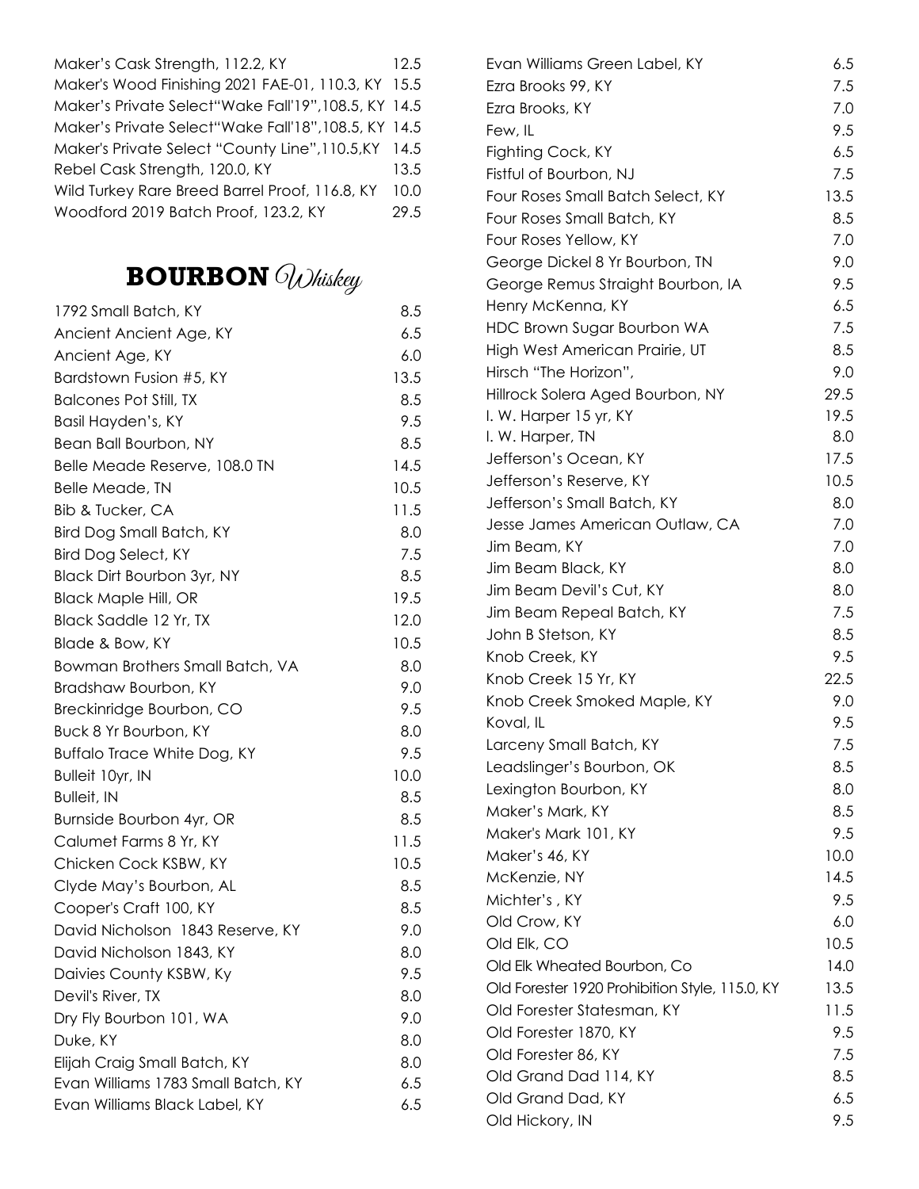| | |
|---|---|
| Maker's Cask Strength, 112.2, KY | 12.5 |
| Maker's Wood Finishing 2021 FAE-01, 110.3, KY | 15.5 |
| Maker's Private Select"Wake Fall'19",108.5, KY | 14.5 |
| Maker's Private Select"Wake Fall'18",108.5, KY | 14.5 |
| Maker's Private Select "County Line",110.5,KY | 14.5 |
| Rebel Cask Strength, 120.0, KY | 13.5 |
| Wild Turkey Rare Breed Barrel Proof, 116.8, KY | 10.0 |
| Woodford 2019 Batch Proof, 123.2, KY | 29.5 |

## BOURBON *Whiskey*

| | |
|---|---|
| 1792 Small Batch, KY | 8.5 |
| Ancient Ancient Age, KY | 6.5 |
| Ancient Age, KY | 6.0 |
| Bardstown Fusion #5, KY | 13.5 |
| Balcones Pot Still, TX | 8.5 |
| Basil Hayden's, KY | 9.5 |
| Bean Ball Bourbon, NY | 8.5 |
| Belle Meade Reserve, 108.0 TN | 14.5 |
| Belle Meade, TN | 10.5 |
| Bib & Tucker, CA | 11.5 |
| Bird Dog Small Batch, KY | 8.0 |
| Bird Dog Select, KY | 7.5 |
| Black Dirt Bourbon 3yr, NY | 8.5 |
| Black Maple Hill, OR | 19.5 |
| Black Saddle 12 Yr, TX | 12.0 |
| Blade & Bow, KY | 10.5 |
| Bowman Brothers Small Batch, VA | 8.0 |
| Bradshaw Bourbon, KY | 9.0 |
| Breckinridge Bourbon, CO | 9.5 |
| Buck 8 Yr Bourbon, KY | 8.0 |
| Buffalo Trace White Dog, KY | 9.5 |
| Bulleit 10yr, IN | 10.0 |
| Bulleit, IN | 8.5 |
| Burnside Bourbon 4yr, OR | 8.5 |
| Calumet Farms 8 Yr, KY | 11.5 |
| Chicken Cock KSBW, KY | 10.5 |
| Clyde May's Bourbon, AL | 8.5 |
| Cooper's Craft 100, KY | 8.5 |
| David Nicholson 1843 Reserve, KY | 9.0 |
| David Nicholson 1843, KY | 8.0 |
| Daivies County KSBW, Ky | 9.5 |
| Devil's River, TX | 8.0 |
| Dry Fly Bourbon 101, WA | 9.0 |
| Duke, KY | 8.0 |
| Elijah Craig Small Batch, KY | 8.0 |
| Evan Williams 1783 Small Batch, KY | 6.5 |
| Evan Williams Black Label, KY | 6.5 |
| Evan Williams Green Label, KY | 6.5 |
| Ezra Brooks 99, KY | 7.5 |
| Ezra Brooks, KY | 7.0 |
| Few, IL | 9.5 |
| Fighting Cock, KY | 6.5 |
| Fistful of Bourbon, NJ | 7.5 |
| Four Roses Small Batch Select, KY | 13.5 |
| Four Roses Small Batch, KY | 8.5 |
| Four Roses Yellow, KY | 7.0 |
| George Dickel 8 Yr Bourbon, TN | 9.0 |
| George Remus Straight Bourbon, IA | 9.5 |
| Henry McKenna, KY | 6.5 |
| HDC Brown Sugar Bourbon WA | 7.5 |
| High West American Prairie, UT | 8.5 |
| Hirsch "The Horizon", | 9.0 |
| Hillrock Solera Aged Bourbon, NY | 29.5 |
| I. W. Harper 15 yr, KY | 19.5 |
| I. W. Harper, TN | 8.0 |
| Jefferson's Ocean, KY | 17.5 |
| Jefferson's Reserve, KY | 10.5 |
| Jefferson's Small Batch, KY | 8.0 |
| Jesse James American Outlaw, CA | 7.0 |
| Jim Beam, KY | 7.0 |
| Jim Beam Black, KY | 8.0 |
| Jim Beam Devil's Cut, KY | 8.0 |
| Jim Beam Repeal Batch, KY | 7.5 |
| John B Stetson, KY | 8.5 |
| Knob Creek, KY | 9.5 |
| Knob Creek 15 Yr, KY | 22.5 |
| Knob Creek Smoked Maple, KY | 9.0 |
| Koval, IL | 9.5 |
| Larceny Small Batch, KY | 7.5 |
| Leadslinger's Bourbon, OK | 8.5 |
| Lexington Bourbon, KY | 8.0 |
| Maker's Mark, KY | 8.5 |
| Maker's Mark 101, KY | 9.5 |
| Maker's 46, KY | 10.0 |
| McKenzie, NY | 14.5 |
| Michter's , KY | 9.5 |
| Old Crow, KY | 6.0 |
| Old Elk, CO | 10.5 |
| Old Elk Wheated Bourbon, Co | 14.0 |
| Old Forester 1920 Prohibition Style, 115.0, KY | 13.5 |
| Old Forester Statesman, KY | 11.5 |
| Old Forester 1870, KY | 9.5 |
| Old Forester 86, KY | 7.5 |
| Old Grand Dad 114, KY | 8.5 |
| Old Grand Dad, KY | 6.5 |
| Old Hickory, IN | 9.5 |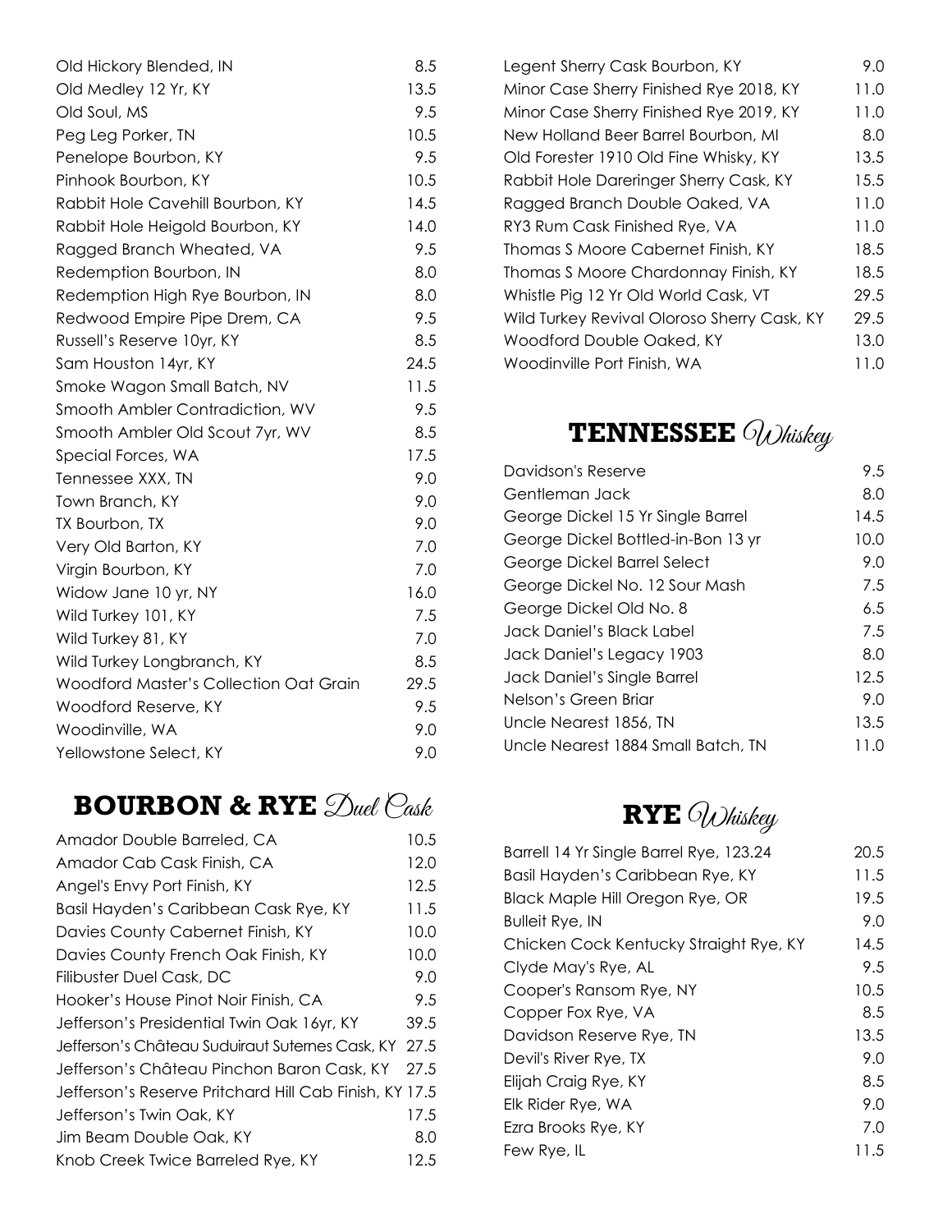| | |
|---|---|
| Old Hickory Blended, IN | 8.5 |
| Old Medley 12 Yr, KY | 13.5 |
| Old Soul, MS | 9.5 |
| Peg Leg Porker, TN | 10.5 |
| Penelope Bourbon, KY | 9.5 |
| Pinhook Bourbon, KY | 10.5 |
| Rabbit Hole Cavehill Bourbon, KY | 14.5 |
| Rabbit Hole Heigold Bourbon, KY | 14.0 |
| Ragged Branch Wheated, VA | 9.5 |
| Redemption Bourbon, IN | 8.0 |
| Redemption High Rye Bourbon, IN | 8.0 |
| Redwood Empire Pipe Drem, CA | 9.5 |
| Russell's Reserve 10yr, KY | 8.5 |
| Sam Houston 14yr, KY | 24.5 |
| Smoke Wagon Small Batch, NV | 11.5 |
| Smooth Ambler Contradiction, WV | 9.5 |
| Smooth Ambler Old Scout 7yr, WV | 8.5 |
| Special Forces, WA | 17.5 |
| Tennessee XXX, TN | 9.0 |
| Town Branch, KY | 9.0 |
| TX Bourbon, TX | 9.0 |
| Very Old Barton, KY | 7.0 |
| Virgin Bourbon, KY | 7.0 |
| Widow Jane 10 yr, NY | 16.0 |
| Wild Turkey 101, KY | 7.5 |
| Wild Turkey 81, KY | 7.0 |
| Wild Turkey Longbranch, KY | 8.5 |
| Woodford Master's Collection Oat Grain | 29.5 |
| Woodford Reserve, KY | 9.5 |
| Woodinville, WA | 9.0 |
| Yellowstone Select, KY | 9.0 |

## BOURBON & RYE *Duel Cask*

| | |
|---|---|
| Amador Double Barreled, CA | 10.5 |
| Amador Cab Cask Finish, CA | 12.0 |
| Angel's Envy Port Finish, KY | 12.5 |
| Basil Hayden's Caribbean Cask Rye, KY | 11.5 |
| Davies County Cabernet Finish, KY | 10.0 |
| Davies County French Oak Finish, KY | 10.0 |
| Filibuster Duel Cask, DC | 9.0 |
| Hooker's House Pinot Noir Finish, CA | 9.5 |
| Jefferson's Presidential Twin Oak 16yr, KY | 39.5 |
| Jefferson's Château Suduiraut Suternes Cask, KY | 27.5 |
| Jefferson's Château Pinchon Baron Cask, KY | 27.5 |
| Jefferson's Reserve Pritchard Hill Cab Finish, KY | 17.5 |
| Jefferson's Twin Oak, KY | 17.5 |
| Jim Beam Double Oak, KY | 8.0 |
| Knob Creek Twice Barreled Rye, KY | 12.5 |
| Legent Sherry Cask Bourbon, KY | 9.0 |
| Minor Case Sherry Finished Rye 2018, KY | 11.0 |
| Minor Case Sherry Finished Rye 2019, KY | 11.0 |
| New Holland Beer Barrel Bourbon, MI | 8.0 |
| Old Forester 1910 Old Fine Whisky, KY | 13.5 |
| Rabbit Hole Dareringer Sherry Cask, KY | 15.5 |
| Ragged Branch Double Oaked, VA | 11.0 |
| RY3 Rum Cask Finished Rye, VA | 11.0 |
| Thomas S Moore Cabernet Finish, KY | 18.5 |
| Thomas S Moore Chardonnay Finish, KY | 18.5 |
| Whistle Pig 12 Yr Old World Cask, VT | 29.5 |
| Wild Turkey Revival Oloroso Sherry Cask, KY | 29.5 |
| Woodford Double Oaked, KY | 13.0 |
| Woodinville Port Finish, WA | 11.0 |

## TENNESSEE *Whiskey*

| | |
|---|---|
| Davidson's Reserve | 9.5 |
| Gentleman Jack | 8.0 |
| George Dickel 15 Yr Single Barrel | 14.5 |
| George Dickel Bottled-in-Bon 13 yr | 10.0 |
| George Dickel Barrel Select | 9.0 |
| George Dickel No. 12 Sour Mash | 7.5 |
| George Dickel Old No. 8 | 6.5 |
| Jack Daniel's Black Label | 7.5 |
| Jack Daniel's Legacy 1903 | 8.0 |
| Jack Daniel's Single Barrel | 12.5 |
| Nelson's Green Briar | 9.0 |
| Uncle Nearest 1856, TN | 13.5 |
| Uncle Nearest 1884 Small Batch, TN | 11.0 |

## RYE *Whiskey*

| | |
|---|---|
| Barrell 14 Yr Single Barrel Rye, 123.24 | 20.5 |
| Basil Hayden's Caribbean Rye, KY | 11.5 |
| Black Maple Hill Oregon Rye, OR | 19.5 |
| Bulleit Rye, IN | 9.0 |
| Chicken Cock Kentucky Straight Rye, KY | 14.5 |
| Clyde May's Rye, AL | 9.5 |
| Cooper's Ransom Rye, NY | 10.5 |
| Copper Fox Rye, VA | 8.5 |
| Davidson Reserve Rye, TN | 13.5 |
| Devil's River Rye, TX | 9.0 |
| Elijah Craig Rye, KY | 8.5 |
| Elk Rider Rye, WA | 9.0 |
| Ezra Brooks Rye, KY | 7.0 |
| Few Rye, IL | 11.5 |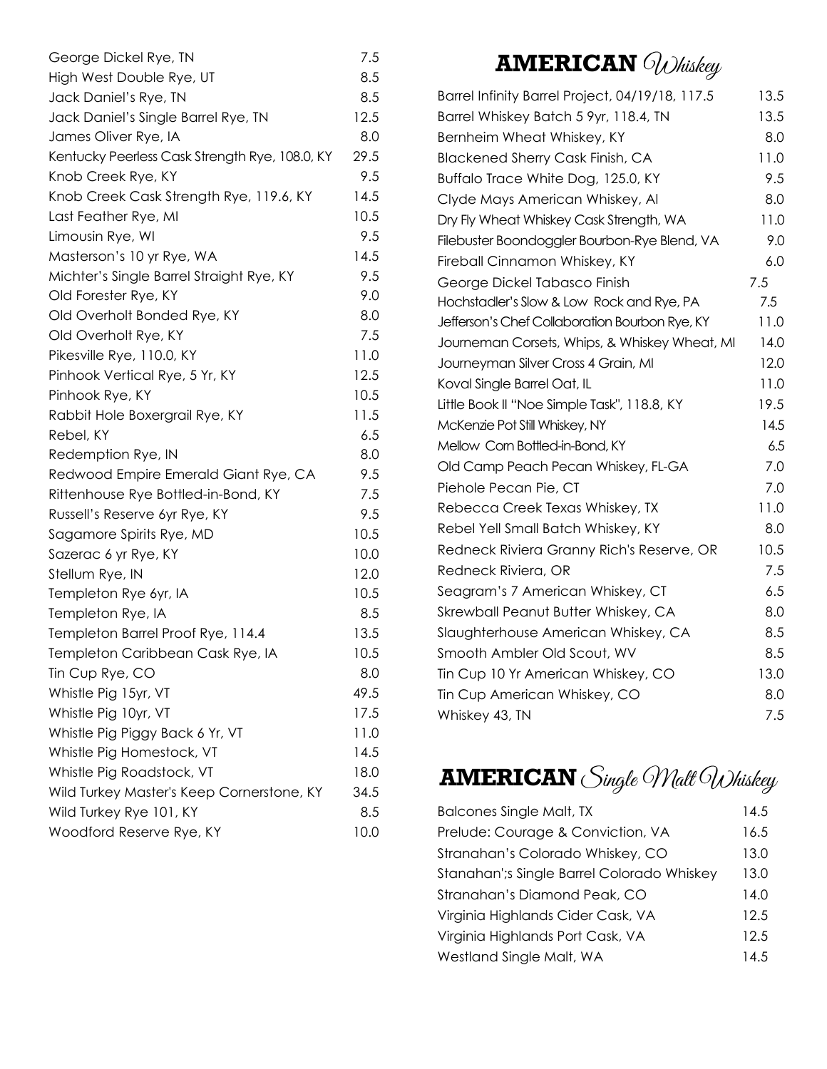| | |
|---|---|
| George Dickel Rye, TN | 7.5 |
| High West Double Rye, UT | 8.5 |
| Jack Daniel's Rye, TN | 8.5 |
| Jack Daniel's Single Barrel Rye, TN | 12.5 |
| James Oliver Rye, IA | 8.0 |
| Kentucky Peerless Cask Strength Rye, 108.0, KY | 29.5 |
| Knob Creek Rye, KY | 9.5 |
| Knob Creek Cask Strength Rye, 119.6, KY | 14.5 |
| Last Feather Rye, MI | 10.5 |
| Limousin Rye, WI | 9.5 |
| Masterson's 10 yr Rye, WA | 14.5 |
| Michter's Single Barrel Straight Rye, KY | 9.5 |
| Old Forester Rye, KY | 9.0 |
| Old Overholt Bonded Rye, KY | 8.0 |
| Old Overholt Rye, KY | 7.5 |
| Pikesville Rye, 110.0, KY | 11.0 |
| Pinhook Vertical Rye, 5 Yr, KY | 12.5 |
| Pinhook Rye, KY | 10.5 |
| Rabbit Hole Boxergrail Rye, KY | 11.5 |
| Rebel, KY | 6.5 |
| Redemption Rye, IN | 8.0 |
| Redwood Empire Emerald Giant Rye, CA | 9.5 |
| Rittenhouse Rye Bottled-in-Bond, KY | 7.5 |
| Russell's Reserve 6yr Rye, KY | 9.5 |
| Sagamore Spirits Rye, MD | 10.5 |
| Sazerac 6 yr Rye, KY | 10.0 |
| Stellum Rye, IN | 12.0 |
| Templeton Rye 6yr, IA | 10.5 |
| Templeton Rye, IA | 8.5 |
| Templeton Barrel Proof Rye, 114.4 | 13.5 |
| Templeton Caribbean Cask Rye, IA | 10.5 |
| Tin Cup Rye, CO | 8.0 |
| Whistle Pig 15yr, VT | 49.5 |
| Whistle Pig 10yr, VT | 17.5 |
| Whistle Pig Piggy Back 6 Yr, VT | 11.0 |
| Whistle Pig Homestock, VT | 14.5 |
| Whistle Pig Roadstock, VT | 18.0 |
| Wild Turkey Master's Keep Cornerstone, KY | 34.5 |
| Wild Turkey Rye 101, KY | 8.5 |
| Woodford Reserve Rye, KY | 10.0 |

## AMERICAN *Whiskey*

| | |
|---|---|
| Barrel Infinity Barrel Project, 04/19/18, 117.5 | 13.5 |
| Barrel Whiskey Batch 5 9yr, 118.4, TN | 13.5 |
| Bernheim Wheat Whiskey, KY | 8.0 |
| Blackened Sherry Cask Finish, CA | 11.0 |
| Buffalo Trace White Dog, 125.0, KY | 9.5 |
| Clyde Mays American Whiskey, Al | 8.0 |
| Dry Fly Wheat Whiskey Cask Strength, WA | 11.0 |
| Filebuster Boondoggler Bourbon-Rye Blend, VA | 9.0 |
| Fireball Cinnamon Whiskey, KY | 6.0 |
| George Dickel Tabasco Finish | 7.5 |
| Hochstadler's Slow & Low Rock and Rye, PA | 7.5 |
| Jefferson's Chef Collaboration Bourbon Rye, KY | 11.0 |
| Journeman Corsets, Whips, & Whiskey Wheat, MI | 14.0 |
| Journeyman Silver Cross 4 Grain, MI | 12.0 |
| Koval Single Barrel Oat, IL | 11.0 |
| Little Book II "Noe Simple Task", 118.8, KY | 19.5 |
| McKenzie Pot Still Whiskey, NY | 14.5 |
| Mellow Corn Bottled-in-Bond, KY | 6.5 |
| Old Camp Peach Pecan Whiskey, FL-GA | 7.0 |
| Piehole Pecan Pie, CT | 7.0 |
| Rebecca Creek Texas Whiskey, TX | 11.0 |
| Rebel Yell Small Batch Whiskey, KY | 8.0 |
| Redneck Riviera Granny Rich's Reserve, OR | 10.5 |
| Redneck Riviera, OR | 7.5 |
| Seagram's 7 American Whiskey, CT | 6.5 |
| Skrewball Peanut Butter Whiskey, CA | 8.0 |
| Slaughterhouse American Whiskey, CA | 8.5 |
| Smooth Ambler Old Scout, WV | 8.5 |
| Tin Cup 10 Yr American Whiskey, CO | 13.0 |
| Tin Cup American Whiskey, CO | 8.0 |
| Whiskey 43, TN | 7.5 |

## AMERICAN *Single Malt Whiskey*

| | |
|---|---|
| Balcones Single Malt, TX | 14.5 |
| Prelude: Courage & Conviction, VA | 16.5 |
| Stranahan's Colorado Whiskey, CO | 13.0 |
| Stanahan';s Single Barrel Colorado Whiskey | 13.0 |
| Stranahan's Diamond Peak, CO | 14.0 |
| Virginia Highlands Cider Cask, VA | 12.5 |
| Virginia Highlands Port Cask, VA | 12.5 |
| Westland Single Malt, WA | 14.5 |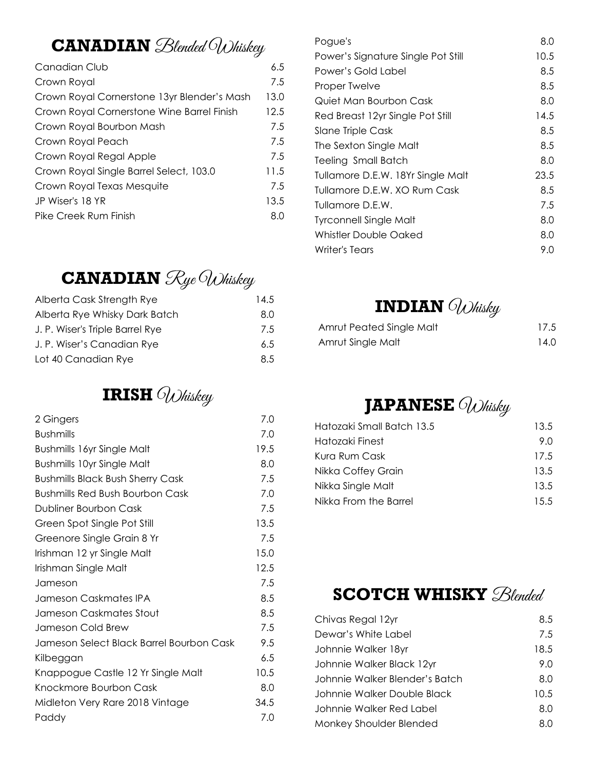## CANADIAN *Blended Whiskey*

| | |
|---|---|
| Canadian Club | 6.5 |
| Crown Royal | 7.5 |
| Crown Royal Cornerstone 13yr Blender's Mash | 13.0 |
| Crown Royal Cornerstone Wine Barrel Finish | 12.5 |
| Crown Royal Bourbon Mash | 7.5 |
| Crown Royal Peach | 7.5 |
| Crown Royal Regal Apple | 7.5 |
| Crown Royal Single Barrel Select, 103.0 | 11.5 |
| Crown Royal Texas Mesquite | 7.5 |
| JP Wiser's 18 YR | 13.5 |
| Pike Creek Rum Finish | 8.0 |

## CANADIAN *Rye Whiskey*

| | |
|---|---|
| Alberta Cask Strength Rye | 14.5 |
| Alberta Rye Whisky Dark Batch | 8.0 |
| J. P. Wiser's Triple Barrel Rye | 7.5 |
| J. P. Wiser's Canadian Rye | 6.5 |
| Lot 40 Canadian Rye | 8.5 |

## IRISH *Whiskey*

| | |
|---|---|
| 2 Gingers | 7.0 |
| Bushmills | 7.0 |
| Bushmills 16yr Single Malt | 19.5 |
| Bushmills 10yr Single Malt | 8.0 |
| Bushmills Black Bush Sherry Cask | 7.5 |
| Bushmills Red Bush Bourbon Cask | 7.0 |
| Dubliner Bourbon Cask | 7.5 |
| Green Spot Single Pot Still | 13.5 |
| Greenore Single Grain 8 Yr | 7.5 |
| Irishman 12 yr Single Malt | 15.0 |
| Irishman Single Malt | 12.5 |
| Jameson | 7.5 |
| Jameson Caskmates IPA | 8.5 |
| Jameson Caskmates Stout | 8.5 |
| Jameson Cold Brew | 7.5 |
| Jameson Select Black Barrel Bourbon Cask | 9.5 |
| Kilbeggan | 6.5 |
| Knappogue Castle 12 Yr Single Malt | 10.5 |
| Knockmore Bourbon Cask | 8.0 |
| Midleton Very Rare 2018 Vintage | 34.5 |
| Paddy | 7.0 |
| Pogue's | 8.0 |
| Power's Signature Single Pot Still | 10.5 |
| Power's Gold Label | 8.5 |
| Proper Twelve | 8.5 |
| Quiet Man Bourbon Cask | 8.0 |
| Red Breast 12yr Single Pot Still | 14.5 |
| Slane Triple Cask | 8.5 |
| The Sexton Single Malt | 8.5 |
| Teeling Small Batch | 8.0 |
| Tullamore D.E.W. 18Yr Single Malt | 23.5 |
| Tullamore D.E.W. XO Rum Cask | 8.5 |
| Tullamore D.E.W. | 7.5 |
| Tyrconnell Single Malt | 8.0 |
| Whistler Double Oaked | 8.0 |
| Writer's Tears | 9.0 |

## INDIAN *Whisky*

| | |
|---|---|
| Amrut Peated Single Malt | 17.5 |
| Amrut Single Malt | 14.0 |

## JAPANESE *Whisky*

| | |
|---|---|
| Hatozaki Small Batch 13.5 | 13.5 |
| Hatozaki Finest | 9.0 |
| Kura Rum Cask | 17.5 |
| Nikka Coffey Grain | 13.5 |
| Nikka Single Malt | 13.5 |
| Nikka From the Barrel | 15.5 |

## SCOTCH WHISKY *Blended*

| | |
|---|---|
| Chivas Regal 12yr | 8.5 |
| Dewar's White Label | 7.5 |
| Johnnie Walker 18yr | 18.5 |
| Johnnie Walker Black 12yr | 9.0 |
| Johnnie Walker Blender's Batch | 8.0 |
| Johnnie Walker Double Black | 10.5 |
| Johnnie Walker Red Label | 8.0 |
| Monkey Shoulder Blended | 8.0 |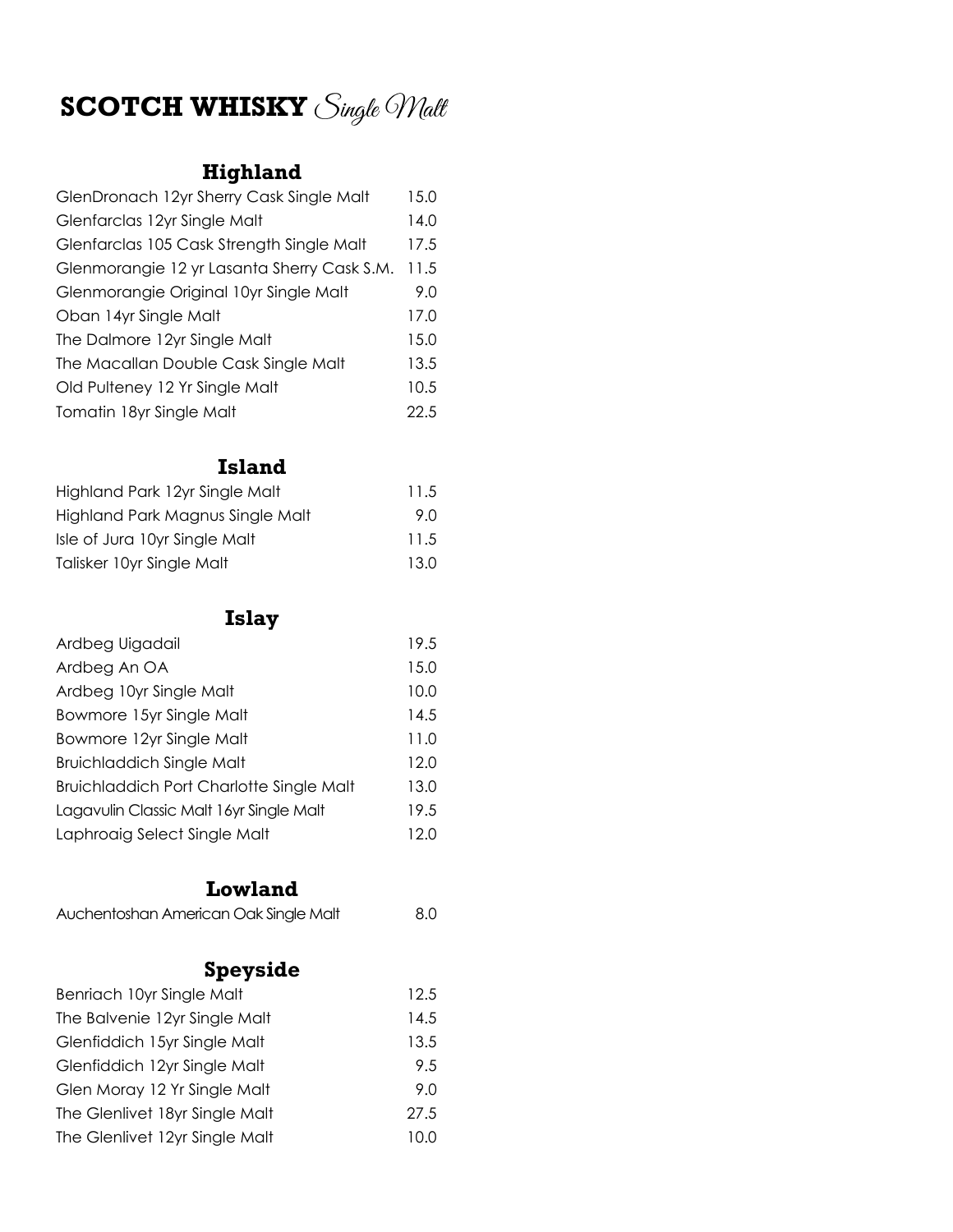# **SCOTCH WHISKY** *Single Malt*

## Highland

| | |
|---|---|
| GlenDronach 12yr Sherry Cask Single Malt | 15.0 |
| Glenfarclas 12yr Single Malt | 14.0 |
| Glenfarclas 105 Cask Strength Single Malt | 17.5 |
| Glenmorangie 12 yr Lasanta Sherry Cask S.M. | 11.5 |
| Glenmorangie Original 10yr Single Malt | 9.0 |
| Oban 14yr Single Malt | 17.0 |
| The Dalmore 12yr Single Malt | 15.0 |
| The Macallan Double Cask Single Malt | 13.5 |
| Old Pulteney 12 Yr Single Malt | 10.5 |
| Tomatin 18yr Single Malt | 22.5 |

## Island

| | |
|---|---|
| Highland Park 12yr Single Malt | 11.5 |
| Highland Park Magnus Single Malt | 9.0 |
| Isle of Jura 10yr Single Malt | 11.5 |
| Talisker 10yr Single Malt | 13.0 |

## Islay

| | |
|---|---|
| Ardbeg Uigadail | 19.5 |
| Ardbeg An OA | 15.0 |
| Ardbeg 10yr Single Malt | 10.0 |
| Bowmore 15yr Single Malt | 14.5 |
| Bowmore 12yr Single Malt | 11.0 |
| Bruichladdich Single Malt | 12.0 |
| Bruichladdich Port Charlotte Single Malt | 13.0 |
| Lagavulin Classic Malt 16yr Single Malt | 19.5 |
| Laphroaig Select Single Malt | 12.0 |

## Lowland

| | |
|---|---|
| Auchentoshan American Oak Single Malt | 8.0 |

## Speyside

| | |
|---|---|
| Benriach 10yr Single Malt | 12.5 |
| The Balvenie 12yr Single Malt | 14.5 |
| Glenfiddich 15yr Single Malt | 13.5 |
| Glenfiddich 12yr Single Malt | 9.5 |
| Glen Moray 12 Yr Single Malt | 9.0 |
| The Glenlivet 18yr Single Malt | 27.5 |
| The Glenlivet 12yr Single Malt | 10.0 |